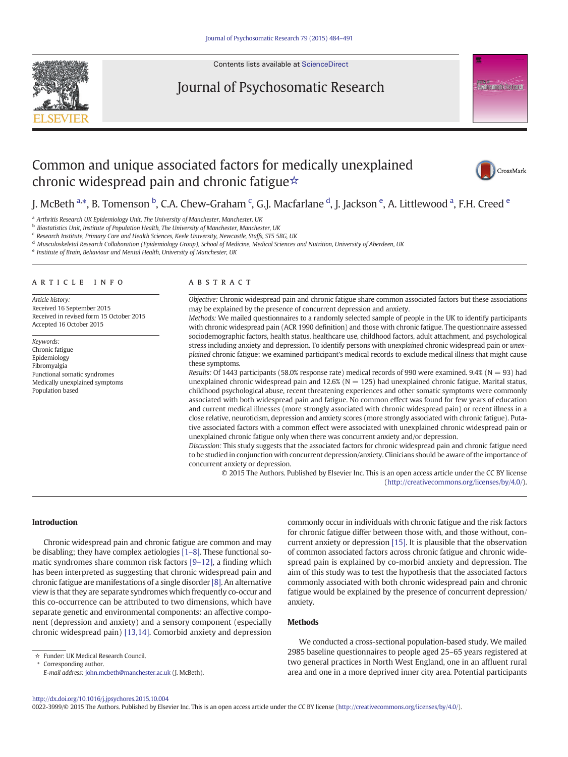# Common and unique associated factors for medically unexplained chronic widespread pain and chronic fatigue☆

J. McBeth [a,*], B. Tomenson [b], C.A. Chew-Graham [c], G.J. Macfarlane [d], J. Jackson [e], A. Littlewood [a], F.H. Creed [e]

[a] Arthritis Research UK Epidemiology Unit, The University of Manchester, Manchester, UK
[b] Biostatistics Unit, Institute of Population Health, The University of Manchester, Manchester, UK
[c] Research Institute, Primary Care and Health Sciences, Keele University, Newcastle, Staffs, ST5 5BG, UK
[d] Musculoskeletal Research Collaboration (Epidemiology Group), School of Medicine, Medical Sciences and Nutrition, University of Aberdeen, UK
[e] Institute of Brain, Behaviour and Mental Health, University of Manchester, UK

## ARTICLE INFO

*Article history:*
Received 16 September 2015
Received in revised form 15 October 2015
Accepted 16 October 2015

*Keywords:*
Chronic fatigue
Epidemiology
Fibromyalgia
Functional somatic syndromes
Medically unexplained symptoms
Population based

## ABSTRACT

*Objective:* Chronic widespread pain and chronic fatigue share common associated factors but these associations may be explained by the presence of concurrent depression and anxiety.

*Methods:* We mailed questionnaires to a randomly selected sample of people in the UK to identify participants with chronic widespread pain (ACR 1990 definition) and those with chronic fatigue. The questionnaire assessed sociodemographic factors, health status, healthcare use, childhood factors, adult attachment, and psychological stress including anxiety and depression. To identify persons with *unexplained* chronic widespread pain or *unexplained* chronic fatigue; we examined participant's medical records to exclude medical illness that might cause these symptoms.

*Results:* Of 1443 participants (58.0% response rate) medical records of 990 were examined. 9.4% (N = 93) had unexplained chronic widespread pain and 12.6% (N = 125) had unexplained chronic fatigue. Marital status, childhood psychological abuse, recent threatening experiences and other somatic symptoms were commonly associated with both widespread pain and fatigue. No common effect was found for few years of education and current medical illnesses (more strongly associated with chronic widespread pain) or recent illness in a close relative, neuroticism, depression and anxiety scores (more strongly associated with chronic fatigue). Putative associated factors with a common effect were associated with unexplained chronic widespread pain or unexplained chronic fatigue only when there was concurrent anxiety and/or depression.

*Discussion:* This study suggests that the associated factors for chronic widespread pain and chronic fatigue need to be studied in conjunction with concurrent depression/anxiety. Clinicians should be aware of the importance of concurrent anxiety or depression.

© 2015 The Authors. Published by Elsevier Inc. This is an open access article under the CC BY license (http://creativecommons.org/licenses/by/4.0/).

## Introduction

Chronic widespread pain and chronic fatigue are common and may be disabling; they have complex aetiologies [1–8]. These functional somatic syndromes share common risk factors [9–12], a finding which has been interpreted as suggesting that chronic widespread pain and chronic fatigue are manifestations of a single disorder [8]. An alternative view is that they are separate syndromes which frequently co-occur and this co-occurrence can be attributed to two dimensions, which have separate genetic and environmental components: an affective component (depression and anxiety) and a sensory component (especially chronic widespread pain) [13,14]. Comorbid anxiety and depression commonly occur in individuals with chronic fatigue and the risk factors for chronic fatigue differ between those with, and those without, concurrent anxiety or depression [15]. It is plausible that the observation of common associated factors across chronic fatigue and chronic widespread pain is explained by co-morbid anxiety and depression. The aim of this study was to test the hypothesis that the associated factors commonly associated with both chronic widespread pain and chronic fatigue would be explained by the presence of concurrent depression/anxiety.

## Methods

We conducted a cross-sectional population-based study. We mailed 2985 baseline questionnaires to people aged 25–65 years registered at two general practices in North West England, one in an affluent rural area and one in a more deprived inner city area. Potential participants

☆ Funder: UK Medical Research Council.
\* Corresponding author.
*E-mail address:* john.mcbeth@manchester.ac.uk (J. McBeth).

http://dx.doi.org/10.1016/j.jpsychores.2015.10.004
0022-3999/© 2015 The Authors. Published by Elsevier Inc. This is an open access article under the CC BY license (http://creativecommons.org/licenses/by/4.0/).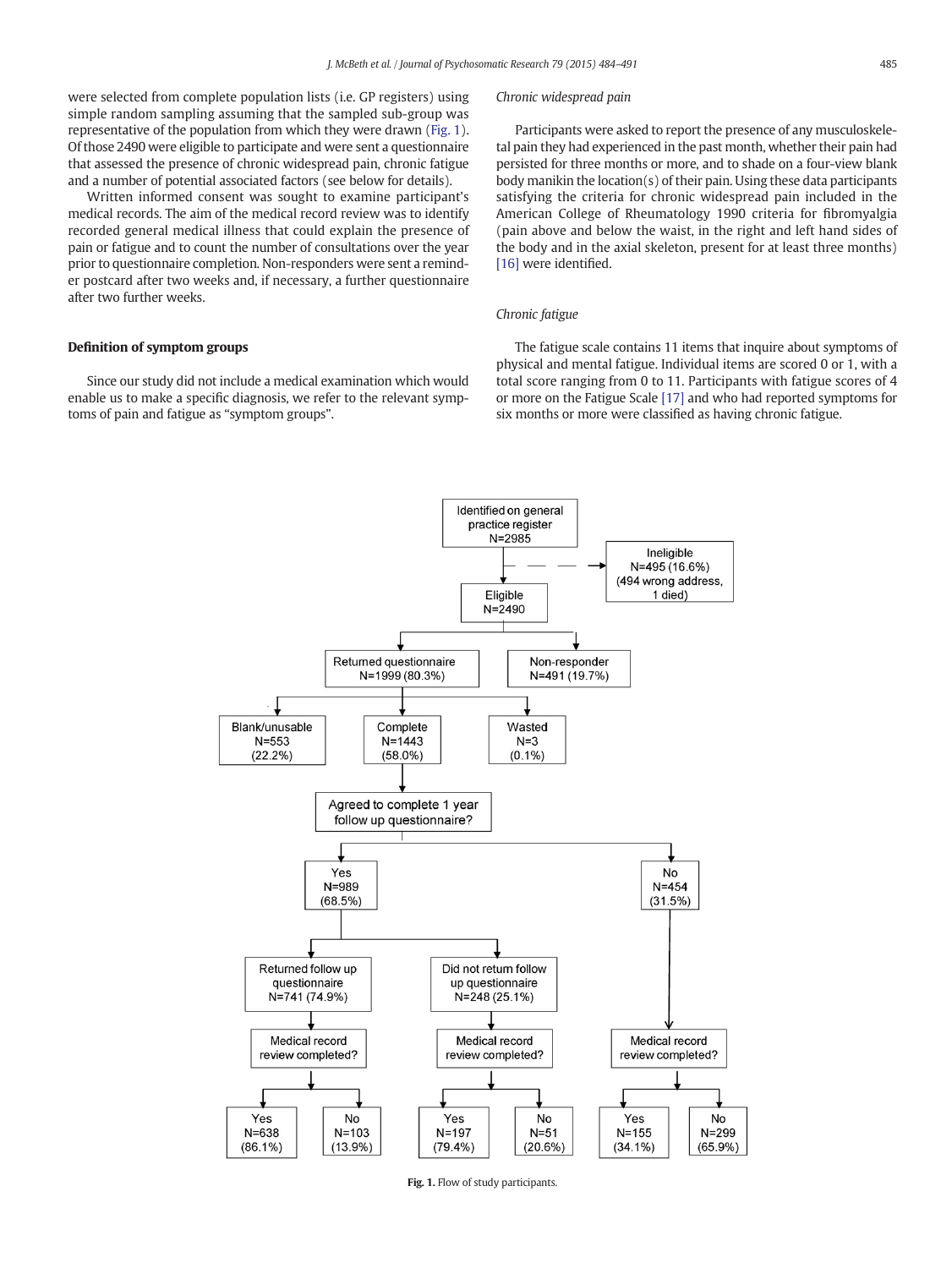were selected from complete population lists (i.e. GP registers) using simple random sampling assuming that the sampled sub-group was representative of the population from which they were drawn (Fig. 1). Of those 2490 were eligible to participate and were sent a questionnaire that assessed the presence of chronic widespread pain, chronic fatigue and a number of potential associated factors (see below for details).

Written informed consent was sought to examine participant's medical records. The aim of the medical record review was to identify recorded general medical illness that could explain the presence of pain or fatigue and to count the number of consultations over the year prior to questionnaire completion. Non-responders were sent a reminder postcard after two weeks and, if necessary, a further questionnaire after two further weeks.

## Definition of symptom groups

Since our study did not include a medical examination which would enable us to make a specific diagnosis, we refer to the relevant symptoms of pain and fatigue as "symptom groups".

### *Chronic widespread pain*

Participants were asked to report the presence of any musculoskeletal pain they had experienced in the past month, whether their pain had persisted for three months or more, and to shade on a four-view blank body manikin the location(s) of their pain. Using these data participants satisfying the criteria for chronic widespread pain included in the American College of Rheumatology 1990 criteria for fibromyalgia (pain above and below the waist, in the right and left hand sides of the body and in the axial skeleton, present for at least three months) [16] were identified.

### *Chronic fatigue*

The fatigue scale contains 11 items that inquire about symptoms of physical and mental fatigue. Individual items are scored 0 or 1, with a total score ranging from 0 to 11. Participants with fatigue scores of 4 or more on the Fatigue Scale [17] and who had reported symptoms for six months or more were classified as having chronic fatigue.

- Identified on general practice register N=2985
  - Ineligible N=495 (16.6%) (494 wrong address, 1 died)
  - Eligible N=2490
    - Returned questionnaire N=1999 (80.3%)
      - Blank/unusable N=553 (22.2%)
      - Complete N=1443 (58.0%)
        - Agreed to complete 1 year follow up questionnaire?
          - Yes N=989 (68.5%)
            - Returned follow up questionnaire N=741 (74.9%)
              - Medical record review completed? Yes N=638 (86.1%); No N=103 (13.9%)
            - Did not return follow up questionnaire N=248 (25.1%)
              - Medical record review completed? Yes N=197 (79.4%); No N=51 (20.6%)
          - No N=454 (31.5%)
            - Medical record review completed? Yes N=155 (34.1%); No N=299 (65.9%)
      - Wasted N=3 (0.1%)
    - Non-responder N=491 (19.7%)

**Fig. 1.** Flow of study participants.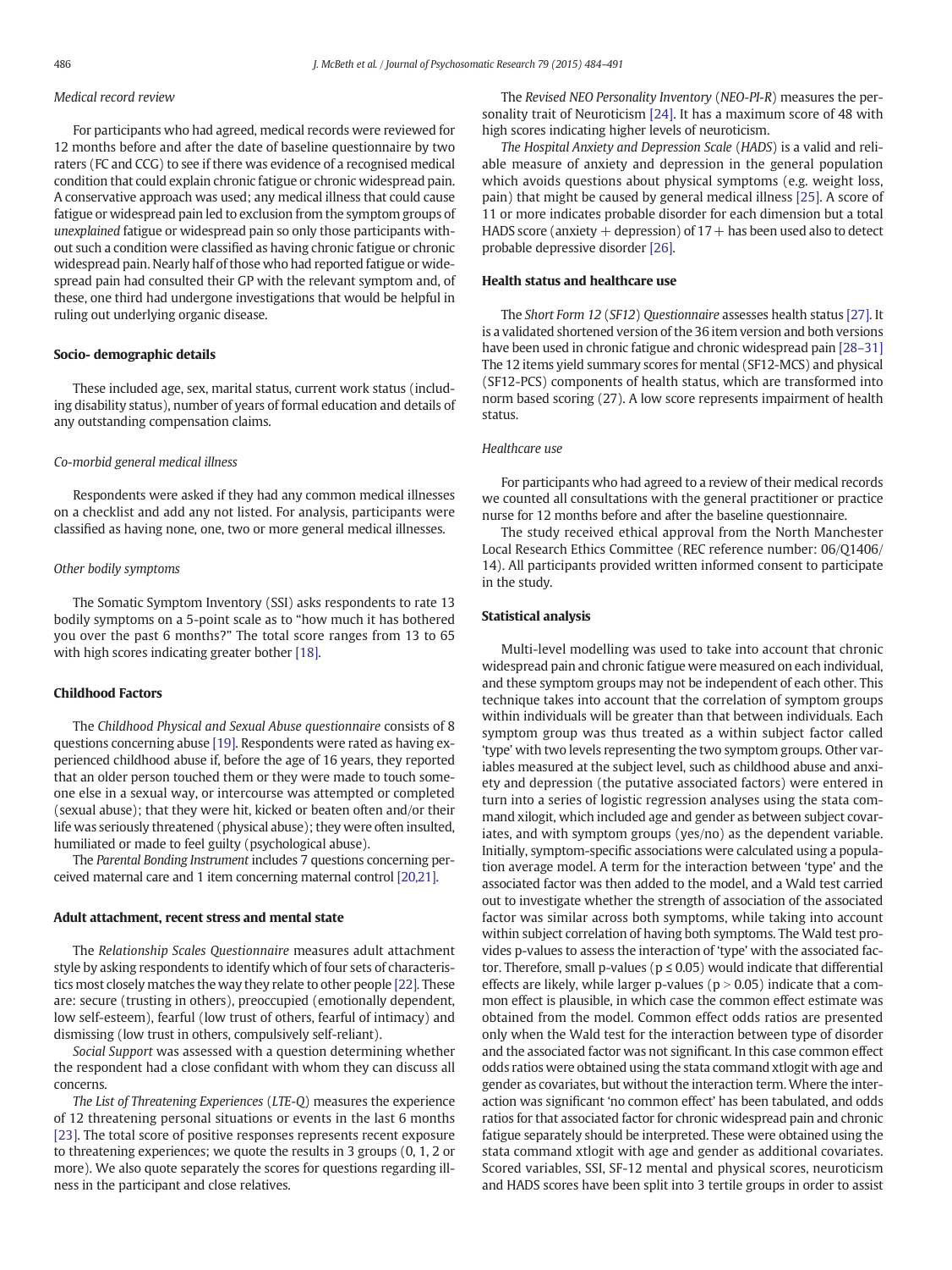*Medical record review*

For participants who had agreed, medical records were reviewed for 12 months before and after the date of baseline questionnaire by two raters (FC and CCG) to see if there was evidence of a recognised medical condition that could explain chronic fatigue or chronic widespread pain. A conservative approach was used; any medical illness that could cause fatigue or widespread pain led to exclusion from the symptom groups of *unexplained* fatigue or widespread pain so only those participants without such a condition were classified as having chronic fatigue or chronic widespread pain. Nearly half of those who had reported fatigue or widespread pain had consulted their GP with the relevant symptom and, of these, one third had undergone investigations that would be helpful in ruling out underlying organic disease.

## Socio- demographic details

These included age, sex, marital status, current work status (including disability status), number of years of formal education and details of any outstanding compensation claims.

*Co-morbid general medical illness*

Respondents were asked if they had any common medical illnesses on a checklist and add any not listed. For analysis, participants were classified as having none, one, two or more general medical illnesses.

*Other bodily symptoms*

The Somatic Symptom Inventory (SSI) asks respondents to rate 13 bodily symptoms on a 5-point scale as to "how much it has bothered you over the past 6 months?" The total score ranges from 13 to 65 with high scores indicating greater bother [18].

## Childhood Factors

The *Childhood Physical and Sexual Abuse questionnaire* consists of 8 questions concerning abuse [19]. Respondents were rated as having experienced childhood abuse if, before the age of 16 years, they reported that an older person touched them or they were made to touch someone else in a sexual way, or intercourse was attempted or completed (sexual abuse); that they were hit, kicked or beaten often and/or their life was seriously threatened (physical abuse); they were often insulted, humiliated or made to feel guilty (psychological abuse).

The *Parental Bonding Instrument* includes 7 questions concerning perceived maternal care and 1 item concerning maternal control [20,21].

## Adult attachment, recent stress and mental state

The *Relationship Scales Questionnaire* measures adult attachment style by asking respondents to identify which of four sets of characteristics most closely matches the way they relate to other people [22]. These are: secure (trusting in others), preoccupied (emotionally dependent, low self-esteem), fearful (low trust of others, fearful of intimacy) and dismissing (low trust in others, compulsively self-reliant).

*Social Support* was assessed with a question determining whether the respondent had a close confidant with whom they can discuss all concerns.

*The List of Threatening Experiences* (*LTE-Q*) measures the experience of 12 threatening personal situations or events in the last 6 months [23]. The total score of positive responses represents recent exposure to threatening experiences; we quote the results in 3 groups (0, 1, 2 or more). We also quote separately the scores for questions regarding illness in the participant and close relatives.

The *Revised NEO Personality Inventory* (*NEO-PI-R*) measures the personality trait of Neuroticism [24]. It has a maximum score of 48 with high scores indicating higher levels of neuroticism.

*The Hospital Anxiety and Depression Scale* (*HADS*) is a valid and reliable measure of anxiety and depression in the general population which avoids questions about physical symptoms (e.g. weight loss, pain) that might be caused by general medical illness [25]. A score of 11 or more indicates probable disorder for each dimension but a total HADS score (anxiety + depression) of 17+ has been used also to detect probable depressive disorder [26].

## Health status and healthcare use

The *Short Form 12* (*SF12*) *Questionnaire* assesses health status [27]. It is a validated shortened version of the 36 item version and both versions have been used in chronic fatigue and chronic widespread pain [28–31] The 12 items yield summary scores for mental (SF12-MCS) and physical (SF12-PCS) components of health status, which are transformed into norm based scoring (27). A low score represents impairment of health status.

*Healthcare use*

For participants who had agreed to a review of their medical records we counted all consultations with the general practitioner or practice nurse for 12 months before and after the baseline questionnaire.

The study received ethical approval from the North Manchester Local Research Ethics Committee (REC reference number: 06/Q1406/14). All participants provided written informed consent to participate in the study.

## Statistical analysis

Multi-level modelling was used to take into account that chronic widespread pain and chronic fatigue were measured on each individual, and these symptom groups may not be independent of each other. This technique takes into account that the correlation of symptom groups within individuals will be greater than that between individuals. Each symptom group was thus treated as a within subject factor called 'type' with two levels representing the two symptom groups. Other variables measured at the subject level, such as childhood abuse and anxiety and depression (the putative associated factors) were entered in turn into a series of logistic regression analyses using the stata command xilogit, which included age and gender as between subject covariates, and with symptom groups (yes/no) as the dependent variable. Initially, symptom-specific associations were calculated using a population average model. A term for the interaction between 'type' and the associated factor was then added to the model, and a Wald test carried out to investigate whether the strength of association of the associated factor was similar across both symptoms, while taking into account within subject correlation of having both symptoms. The Wald test provides p-values to assess the interaction of 'type' with the associated factor. Therefore, small p-values ($p \leq 0.05$) would indicate that differential effects are likely, while larger p-values ($p > 0.05$) indicate that a common effect is plausible, in which case the common effect estimate was obtained from the model. Common effect odds ratios are presented only when the Wald test for the interaction between type of disorder and the associated factor was not significant. In this case common effect odds ratios were obtained using the stata command xtlogit with age and gender as covariates, but without the interaction term. Where the interaction was significant 'no common effect' has been tabulated, and odds ratios for that associated factor for chronic widespread pain and chronic fatigue separately should be interpreted. These were obtained using the stata command xtlogit with age and gender as additional covariates. Scored variables, SSI, SF-12 mental and physical scores, neuroticism and HADS scores have been split into 3 tertile groups in order to assist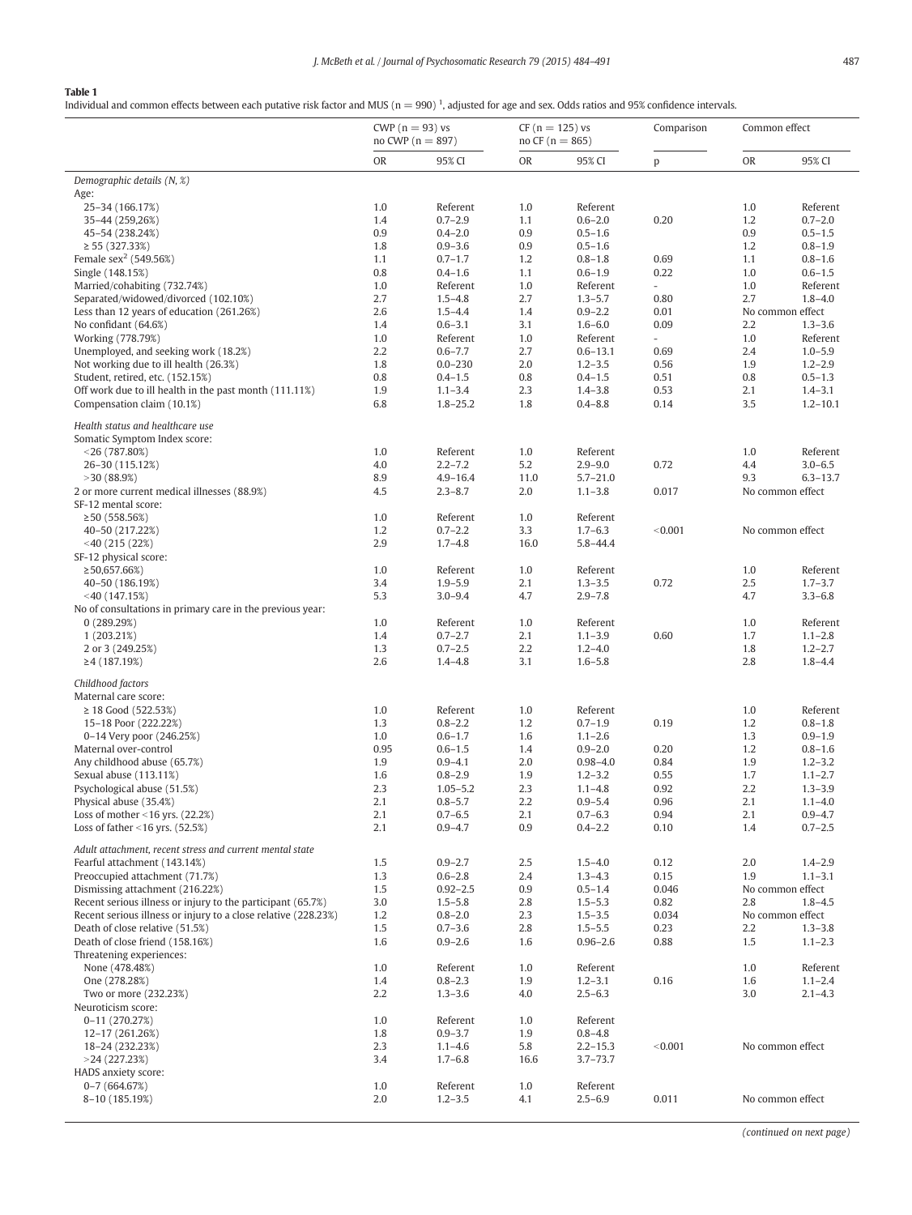**Table 1**
Individual and common effects between each putative risk factor and MUS (n = 990) [1], adjusted for age and sex. Odds ratios and 95% confidence intervals.

| | CWP (n = 93) vs no CWP (n = 897) | | CF (n = 125) vs no CF (n = 865) | | Comparison | Common effect | |
|---|---|---|---|---|---|---|---|
| | OR | 95% CI | OR | 95% CI | p | OR | 95% CI |
| *Demographic details (N, %)* | | | | | | | |
| Age: | | | | | | | |
| 25–34 (166.17%) | 1.0 | Referent | 1.0 | Referent | | 1.0 | Referent |
| 35–44 (259,26%) | 1.4 | 0.7–2.9 | 1.1 | 0.6–2.0 | 0.20 | 1.2 | 0.7–2.0 |
| 45–54 (238.24%) | 0.9 | 0.4–2.0 | 0.9 | 0.5–1.6 | | 0.9 | 0.5–1.5 |
| ≥ 55 (327.33%) | 1.8 | 0.9–3.6 | 0.9 | 0.5–1.6 | | 1.2 | 0.8–1.9 |
| Female sex[2] (549.56%) | 1.1 | 0.7–1.7 | 1.2 | 0.8–1.8 | 0.69 | 1.1 | 0.8–1.6 |
| Single (148.15%) | 0.8 | 0.4–1.6 | 1.1 | 0.6–1.9 | 0.22 | 1.0 | 0.6–1.5 |
| Married/cohabiting (732.74%) | 1.0 | Referent | 1.0 | Referent | - | 1.0 | Referent |
| Separated/widowed/divorced (102.10%) | 2.7 | 1.5–4.8 | 2.7 | 1.3–5.7 | 0.80 | 2.7 | 1.8–4.0 |
| Less than 12 years of education (261.26%) | 2.6 | 1.5–4.4 | 1.4 | 0.9–2.2 | 0.01 | No common effect | |
| No confidant (64.6%) | 1.4 | 0.6–3.1 | 3.1 | 1.6–6.0 | 0.09 | 2.2 | 1.3–3.6 |
| Working (778.79%) | 1.0 | Referent | 1.0 | Referent | - | 1.0 | Referent |
| Unemployed, and seeking work (18.2%) | 2.2 | 0.6–7.7 | 2.7 | 0.6–13.1 | 0.69 | 2.4 | 1.0–5.9 |
| Not working due to ill health (26.3%) | 1.8 | 0.0–230 | 2.0 | 1.2–3.5 | 0.56 | 1.9 | 1.2–2.9 |
| Student, retired, etc. (152.15%) | 0.8 | 0.4–1.5 | 0.8 | 0.4–1.5 | 0.51 | 0.8 | 0.5–1.3 |
| Off work due to ill health in the past month (111.11%) | 1.9 | 1.1–3.4 | 2.3 | 1.4–3.8 | 0.53 | 2.1 | 1.4–3.1 |
| Compensation claim (10.1%) | 6.8 | 1.8–25.2 | 1.8 | 0.4–8.8 | 0.14 | 3.5 | 1.2–10.1 |
| *Health status and healthcare use* | | | | | | | |
| Somatic Symptom Index score: | | | | | | | |
| <26 (787.80%) | 1.0 | Referent | 1.0 | Referent | | 1.0 | Referent |
| 26–30 (115.12%) | 4.0 | 2.2–7.2 | 5.2 | 2.9–9.0 | 0.72 | 4.4 | 3.0–6.5 |
| >30 (88.9%) | 8.9 | 4.9–16.4 | 11.0 | 5.7–21.0 | | 9.3 | 6.3–13.7 |
| 2 or more current medical illnesses (88.9%) | 4.5 | 2.3–8.7 | 2.0 | 1.1–3.8 | 0.017 | No common effect | |
| SF-12 mental score: | | | | | | | |
| ≥50 (558.56%) | 1.0 | Referent | 1.0 | Referent | | | |
| 40–50 (217.22%) | 1.2 | 0.7–2.2 | 3.3 | 1.7–6.3 | <0.001 | No common effect | |
| <40 (215 (22%) | 2.9 | 1.7–4.8 | 16.0 | 5.8–44.4 | | | |
| SF-12 physical score: | | | | | | | |
| ≥50,657.66%) | 1.0 | Referent | 1.0 | Referent | | 1.0 | Referent |
| 40–50 (186.19%) | 3.4 | 1.9–5.9 | 2.1 | 1.3–3.5 | 0.72 | 2.5 | 1.7–3.7 |
| <40 (147.15%) | 5.3 | 3.0–9.4 | 4.7 | 2.9–7.8 | | 4.7 | 3.3–6.8 |
| No of consultations in primary care in the previous year: | | | | | | | |
| 0 (289.29%) | 1.0 | Referent | 1.0 | Referent | | 1.0 | Referent |
| 1 (203.21%) | 1.4 | 0.7–2.7 | 2.1 | 1.1–3.9 | 0.60 | 1.7 | 1.1–2.8 |
| 2 or 3 (249.25%) | 1.3 | 0.7–2.5 | 2.2 | 1.2–4.0 | | 1.8 | 1.2–2.7 |
| ≥4 (187.19%) | 2.6 | 1.4–4.8 | 3.1 | 1.6–5.8 | | 2.8 | 1.8–4.4 |
| *Childhood factors* | | | | | | | |
| Maternal care score: | | | | | | | |
| ≥ 18 Good (522.53%) | 1.0 | Referent | 1.0 | Referent | | 1.0 | Referent |
| 15–18 Poor (222.22%) | 1.3 | 0.8–2.2 | 1.2 | 0.7–1.9 | 0.19 | 1.2 | 0.8–1.8 |
| 0–14 Very poor (246.25%) | 1.0 | 0.6–1.7 | 1.6 | 1.1–2.6 | | 1.3 | 0.9–1.9 |
| Maternal over-control | 0.95 | 0.6–1.5 | 1.4 | 0.9–2.0 | 0.20 | 1.2 | 0.8–1.6 |
| Any childhood abuse (65.7%) | 1.9 | 0.9–4.1 | 2.0 | 0.98–4.0 | 0.84 | 1.9 | 1.2–3.2 |
| Sexual abuse (113.11%) | 1.6 | 0.8–2.9 | 1.9 | 1.2–3.2 | 0.55 | 1.7 | 1.1–2.7 |
| Psychological abuse (51.5%) | 2.3 | 1.05–5.2 | 2.3 | 1.1–4.8 | 0.92 | 2.2 | 1.3–3.9 |
| Physical abuse (35.4%) | 2.1 | 0.8–5.7 | 2.2 | 0.9–5.4 | 0.96 | 2.1 | 1.1–4.0 |
| Loss of mother <16 yrs. (22.2%) | 2.1 | 0.7–6.5 | 2.1 | 0.7–6.3 | 0.94 | 2.1 | 0.9–4.7 |
| Loss of father <16 yrs. (52.5%) | 2.1 | 0.9–4.7 | 0.9 | 0.4–2.2 | 0.10 | 1.4 | 0.7–2.5 |
| *Adult attachment, recent stress and current mental state* | | | | | | | |
| Fearful attachment (143.14%) | 1.5 | 0.9–2.7 | 2.5 | 1.5–4.0 | 0.12 | 2.0 | 1.4–2.9 |
| Preoccupied attachment (71.7%) | 1.3 | 0.6–2.8 | 2.4 | 1.3–4.3 | 0.15 | 1.9 | 1.1–3.1 |
| Dismissing attachment (216.22%) | 1.5 | 0.92–2.5 | 0.9 | 0.5–1.4 | 0.046 | No common effect | |
| Recent serious illness or injury to the participant (65.7%) | 3.0 | 1.5–5.8 | 2.8 | 1.5–5.3 | 0.82 | 2.8 | 1.8–4.5 |
| Recent serious illness or injury to a close relative (228.23%) | 1.2 | 0.8–2.0 | 2.3 | 1.5–3.5 | 0.034 | No common effect | |
| Death of close relative (51.5%) | 1.5 | 0.7–3.6 | 2.8 | 1.5–5.5 | 0.23 | 2.2 | 1.3–3.8 |
| Death of close friend (158.16%) | 1.6 | 0.9–2.6 | 1.6 | 0.96–2.6 | 0.88 | 1.5 | 1.1–2.3 |
| Threatening experiences: | | | | | | | |
| None (478.48%) | 1.0 | Referent | 1.0 | Referent | | 1.0 | Referent |
| One (278.28%) | 1.4 | 0.8–2.3 | 1.9 | 1.2–3.1 | 0.16 | 1.6 | 1.1–2.4 |
| Two or more (232.23%) | 2.2 | 1.3–3.6 | 4.0 | 2.5–6.3 | | 3.0 | 2.1–4.3 |
| Neuroticism score: | | | | | | | |
| 0–11 (270.27%) | 1.0 | Referent | 1.0 | Referent | | | |
| 12–17 (261.26%) | 1.8 | 0.9–3.7 | 1.9 | 0.8–4.8 | | | |
| 18–24 (232.23%) | 2.3 | 1.1–4.6 | 5.8 | 2.2–15.3 | <0.001 | No common effect | |
| >24 (227.23%) | 3.4 | 1.7–6.8 | 16.6 | 3.7–73.7 | | | |
| HADS anxiety score: | | | | | | | |
| 0–7 (664.67%) | 1.0 | Referent | 1.0 | Referent | | | |
| 8–10 (185.19%) | 2.0 | 1.2–3.5 | 4.1 | 2.5–6.9 | 0.011 | No common effect | |

*(continued on next page)*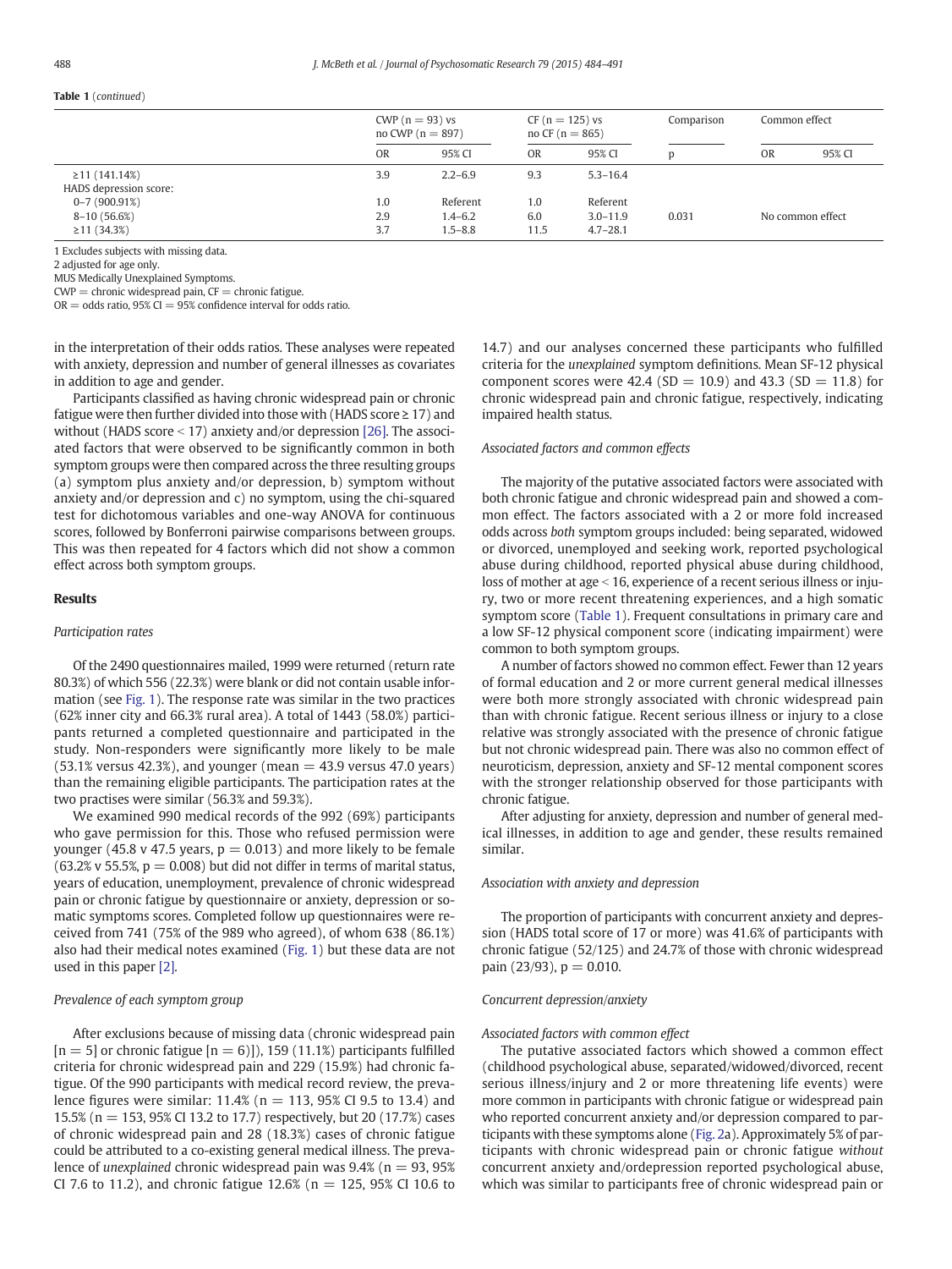**Table 1** (*continued*)

| | CWP (n = 93) vs no CWP (n = 897) | | CF (n = 125) vs no CF (n = 865) | | Comparison | Common effect | |
|---|---|---|---|---|---|---|---|
| | OR | 95% CI | OR | 95% CI | p | OR | 95% CI |
| ≥11 (141.14%) | 3.9 | 2.2–6.9 | 9.3 | 5.3–16.4 | | | |
| HADS depression score: | | | | | | | |
| 0–7 (900.91%) | 1.0 | Referent | 1.0 | Referent | | | |
| 8–10 (56.6%) | 2.9 | 1.4–6.2 | 6.0 | 3.0–11.9 | 0.031 | No common effect | |
| ≥11 (34.3%) | 3.7 | 1.5–8.8 | 11.5 | 4.7–28.1 | | | |

1 Excludes subjects with missing data.
2 adjusted for age only.
MUS Medically Unexplained Symptoms.
CWP = chronic widespread pain, CF = chronic fatigue.
OR = odds ratio, 95% CI = 95% confidence interval for odds ratio.

in the interpretation of their odds ratios. These analyses were repeated with anxiety, depression and number of general illnesses as covariates in addition to age and gender.

Participants classified as having chronic widespread pain or chronic fatigue were then further divided into those with (HADS score ≥ 17) and without (HADS score < 17) anxiety and/or depression [26]. The associated factors that were observed to be significantly common in both symptom groups were then compared across the three resulting groups (a) symptom plus anxiety and/or depression, b) symptom without anxiety and/or depression and c) no symptom, using the chi-squared test for dichotomous variables and one-way ANOVA for continuous scores, followed by Bonferroni pairwise comparisons between groups. This was then repeated for 4 factors which did not show a common effect across both symptom groups.

## Results

### *Participation rates*

Of the 2490 questionnaires mailed, 1999 were returned (return rate 80.3%) of which 556 (22.3%) were blank or did not contain usable information (see Fig. 1). The response rate was similar in the two practices (62% inner city and 66.3% rural area). A total of 1443 (58.0%) participants returned a completed questionnaire and participated in the study. Non-responders were significantly more likely to be male (53.1% versus 42.3%), and younger (mean = 43.9 versus 47.0 years) than the remaining eligible participants. The participation rates at the two practises were similar (56.3% and 59.3%).

We examined 990 medical records of the 992 (69%) participants who gave permission for this. Those who refused permission were younger (45.8 v 47.5 years, $p = 0.013$) and more likely to be female (63.2% v 55.5%, $p = 0.008$) but did not differ in terms of marital status, years of education, unemployment, prevalence of chronic widespread pain or chronic fatigue by questionnaire or anxiety, depression or somatic symptoms scores. Completed follow up questionnaires were received from 741 (75% of the 989 who agreed), of whom 638 (86.1%) also had their medical notes examined (Fig. 1) but these data are not used in this paper [2].

### *Prevalence of each symptom group*

After exclusions because of missing data (chronic widespread pain [n = 5] or chronic fatigue [n = 6)]), 159 (11.1%) participants fulfilled criteria for chronic widespread pain and 229 (15.9%) had chronic fatigue. Of the 990 participants with medical record review, the prevalence figures were similar: 11.4% (n = 113, 95% CI 9.5 to 13.4) and 15.5% (n = 153, 95% CI 13.2 to 17.7) respectively, but 20 (17.7%) cases of chronic widespread pain and 28 (18.3%) cases of chronic fatigue could be attributed to a co-existing general medical illness. The prevalence of *unexplained* chronic widespread pain was 9.4% (n = 93, 95% CI 7.6 to 11.2), and chronic fatigue 12.6% (n = 125, 95% CI 10.6 to 14.7) and our analyses concerned these participants who fulfilled criteria for the *unexplained* symptom definitions. Mean SF-12 physical component scores were 42.4 (SD = 10.9) and 43.3 (SD = 11.8) for chronic widespread pain and chronic fatigue, respectively, indicating impaired health status.

### *Associated factors and common effects*

The majority of the putative associated factors were associated with both chronic fatigue and chronic widespread pain and showed a common effect. The factors associated with a 2 or more fold increased odds across *both* symptom groups included: being separated, widowed or divorced, unemployed and seeking work, reported psychological abuse during childhood, reported physical abuse during childhood, loss of mother at age < 16, experience of a recent serious illness or injury, two or more recent threatening experiences, and a high somatic symptom score (Table 1). Frequent consultations in primary care and a low SF-12 physical component score (indicating impairment) were common to both symptom groups.

A number of factors showed no common effect. Fewer than 12 years of formal education and 2 or more current general medical illnesses were both more strongly associated with chronic widespread pain than with chronic fatigue. Recent serious illness or injury to a close relative was strongly associated with the presence of chronic fatigue but not chronic widespread pain. There was also no common effect of neuroticism, depression, anxiety and SF-12 mental component scores with the stronger relationship observed for those participants with chronic fatigue.

After adjusting for anxiety, depression and number of general medical illnesses, in addition to age and gender, these results remained similar.

### *Association with anxiety and depression*

The proportion of participants with concurrent anxiety and depression (HADS total score of 17 or more) was 41.6% of participants with chronic fatigue (52/125) and 24.7% of those with chronic widespread pain (23/93), $p = 0.010$.

### *Concurrent depression/anxiety*

#### *Associated factors with common effect*

The putative associated factors which showed a common effect (childhood psychological abuse, separated/widowed/divorced, recent serious illness/injury and 2 or more threatening life events) were more common in participants with chronic fatigue or widespread pain who reported concurrent anxiety and/or depression compared to participants with these symptoms alone (Fig. 2a). Approximately 5% of participants with chronic widespread pain or chronic fatigue *without* concurrent anxiety and/ordepression reported psychological abuse, which was similar to participants free of chronic widespread pain or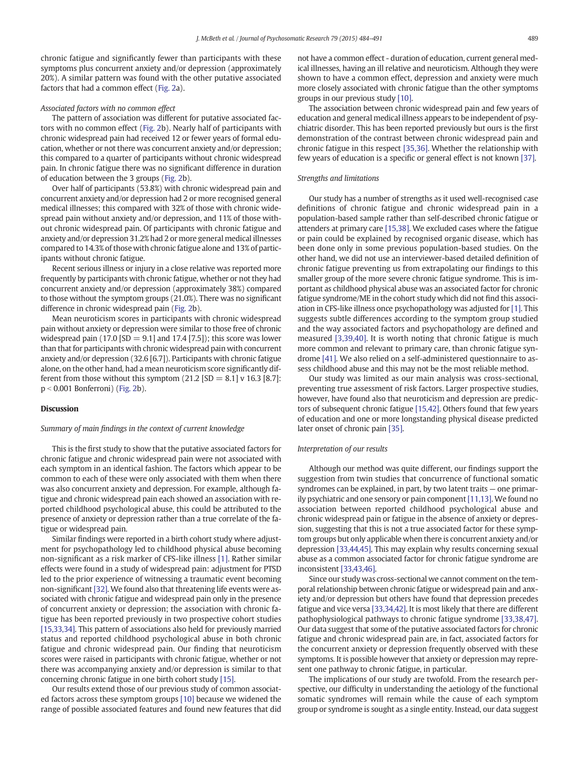chronic fatigue and significantly fewer than participants with these symptoms plus concurrent anxiety and/or depression (approximately 20%). A similar pattern was found with the other putative associated factors that had a common effect (Fig. 2a).

*Associated factors with no common effect*

The pattern of association was different for putative associated factors with no common effect (Fig. 2b). Nearly half of participants with chronic widespread pain had received 12 or fewer years of formal education, whether or not there was concurrent anxiety and/or depression; this compared to a quarter of participants without chronic widespread pain. In chronic fatigue there was no significant difference in duration of education between the 3 groups (Fig. 2b).

Over half of participants (53.8%) with chronic widespread pain and concurrent anxiety and/or depression had 2 or more recognised general medical illnesses; this compared with 32% of those with chronic widespread pain without anxiety and/or depression, and 11% of those without chronic widespread pain. Of participants with chronic fatigue and anxiety and/or depression 31.2% had 2 or more general medical illnesses compared to 14.3% of those with chronic fatigue alone and 13% of participants without chronic fatigue.

Recent serious illness or injury in a close relative was reported more frequently by participants with chronic fatigue, whether or not they had concurrent anxiety and/or depression (approximately 38%) compared to those without the symptom groups (21.0%). There was no significant difference in chronic widespread pain (Fig. 2b).

Mean neuroticism scores in participants with chronic widespread pain without anxiety or depression were similar to those free of chronic widespread pain (17.0 [SD = 9.1] and 17.4 [7.5]); this score was lower than that for participants with chronic widespread pain with concurrent anxiety and/or depression (32.6 [6.7]). Participants with chronic fatigue alone, on the other hand, had a mean neuroticism score significantly different from those without this symptom (21.2 [SD = 8.1] v 16.3 [8.7]: $p < 0.001$ Bonferroni) (Fig. 2b).

## Discussion

*Summary of main findings in the context of current knowledge*

This is the first study to show that the putative associated factors for chronic fatigue and chronic widespread pain were not associated with each symptom in an identical fashion. The factors which appear to be common to each of these were only associated with them when there was also concurrent anxiety and depression. For example, although fatigue and chronic widespread pain each showed an association with reported childhood psychological abuse, this could be attributed to the presence of anxiety or depression rather than a true correlate of the fatigue or widespread pain.

Similar findings were reported in a birth cohort study where adjustment for psychopathology led to childhood physical abuse becoming non-significant as a risk marker of CFS-like illness [1]. Rather similar effects were found in a study of widespread pain: adjustment for PTSD led to the prior experience of witnessing a traumatic event becoming non-significant [32]. We found also that threatening life events were associated with chronic fatigue and widespread pain only in the presence of concurrent anxiety or depression; the association with chronic fatigue has been reported previously in two prospective cohort studies [15,33,34]. This pattern of associations also held for previously married status and reported childhood psychological abuse in both chronic fatigue and chronic widespread pain. Our finding that neuroticism scores were raised in participants with chronic fatigue, whether or not there was accompanying anxiety and/or depression is similar to that concerning chronic fatigue in one birth cohort study [15].

Our results extend those of our previous study of common associated factors across these symptom groups [10] because we widened the range of possible associated features and found new features that did not have a common effect - duration of education, current general medical illnesses, having an ill relative and neuroticism. Although they were shown to have a common effect, depression and anxiety were much more closely associated with chronic fatigue than the other symptoms groups in our previous study [10].

The association between chronic widespread pain and few years of education and general medical illness appears to be independent of psychiatric disorder. This has been reported previously but ours is the first demonstration of the contrast between chronic widespread pain and chronic fatigue in this respect [35,36]. Whether the relationship with few years of education is a specific or general effect is not known [37].

*Strengths and limitations*

Our study has a number of strengths as it used well-recognised case definitions of chronic fatigue and chronic widespread pain in a population-based sample rather than self-described chronic fatigue or attenders at primary care [15,38]. We excluded cases where the fatigue or pain could be explained by recognised organic disease, which has been done only in some previous population-based studies. On the other hand, we did not use an interviewer-based detailed definition of chronic fatigue preventing us from extrapolating our findings to this smaller group of the more severe chronic fatigue syndrome. This is important as childhood physical abuse was an associated factor for chronic fatigue syndrome/ME in the cohort study which did not find this association in CFS-like illness once psychopathology was adjusted for [1]. This suggests subtle differences according to the symptom group studied and the way associated factors and psychopathology are defined and measured [3,39,40]. It is worth noting that chronic fatigue is much more common and relevant to primary care, than chronic fatigue syndrome [41]. We also relied on a self-administered questionnaire to assess childhood abuse and this may not be the most reliable method.

Our study was limited as our main analysis was cross-sectional, preventing true assessment of risk factors. Larger prospective studies, however, have found also that neuroticism and depression are predictors of subsequent chronic fatigue [15,42]. Others found that few years of education and one or more longstanding physical disease predicted later onset of chronic pain [35].

*Interpretation of our results*

Although our method was quite different, our findings support the suggestion from twin studies that concurrence of functional somatic syndromes can be explained, in part, by two latent traits — one primarily psychiatric and one sensory or pain component [11,13]. We found no association between reported childhood psychological abuse and chronic widespread pain or fatigue in the absence of anxiety or depression, suggesting that this is not a true associated factor for these symptom groups but only applicable when there is concurrent anxiety and/or depression [33,44,45]. This may explain why results concerning sexual abuse as a common associated factor for chronic fatigue syndrome are inconsistent [33,43,46].

Since our study was cross-sectional we cannot comment on the temporal relationship between chronic fatigue or widespread pain and anxiety and/or depression but others have found that depression precedes fatigue and vice versa [33,34,42]. It is most likely that there are different pathophysiological pathways to chronic fatigue syndrome [33,38,47]. Our data suggest that some of the putative associated factors for chronic fatigue and chronic widespread pain are, in fact, associated factors for the concurrent anxiety or depression frequently observed with these symptoms. It is possible however that anxiety or depression may represent one pathway to chronic fatigue, in particular.

The implications of our study are twofold. From the research perspective, our difficulty in understanding the aetiology of the functional somatic syndromes will remain while the cause of each symptom group or syndrome is sought as a single entity. Instead, our data suggest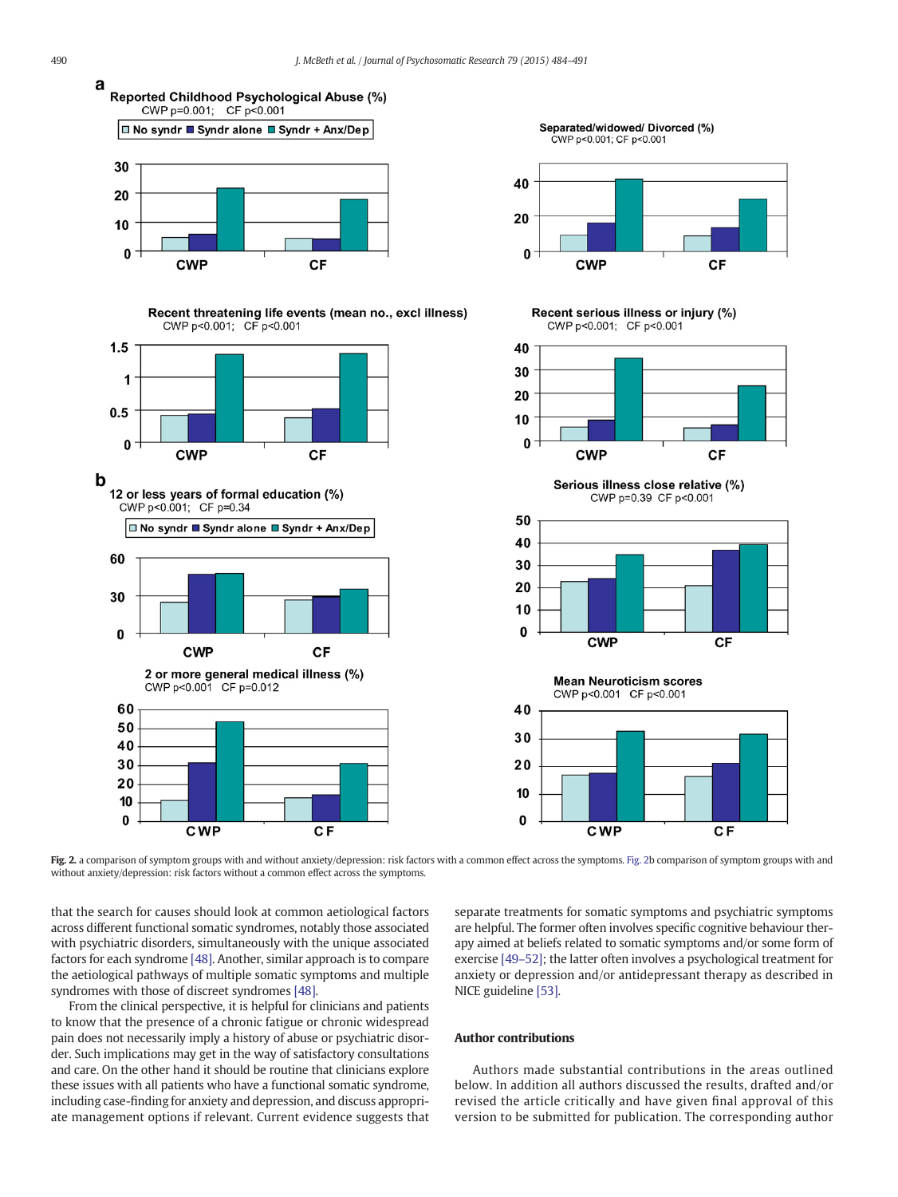Fig. 2. a comparison of symptom groups with and without anxiety/depression: risk factors with a common effect across the symptoms. Fig. 2b comparison of symptom groups with and without anxiety/depression: risk factors without a common effect across the symptoms.

that the search for causes should look at common aetiological factors across different functional somatic syndromes, notably those associated with psychiatric disorders, simultaneously with the unique associated factors for each syndrome [48]. Another, similar approach is to compare the aetiological pathways of multiple somatic symptoms and multiple syndromes with those of discreet syndromes [48].

From the clinical perspective, it is helpful for clinicians and patients to know that the presence of a chronic fatigue or chronic widespread pain does not necessarily imply a history of abuse or psychiatric disorder. Such implications may get in the way of satisfactory consultations and care. On the other hand it should be routine that clinicians explore these issues with all patients who have a functional somatic syndrome, including case-finding for anxiety and depression, and discuss appropriate management options if relevant. Current evidence suggests that separate treatments for somatic symptoms and psychiatric symptoms are helpful. The former often involves specific cognitive behaviour therapy aimed at beliefs related to somatic symptoms and/or some form of exercise [49–52]; the latter often involves a psychological treatment for anxiety or depression and/or antidepressant therapy as described in NICE guideline [53].

## Author contributions

Authors made substantial contributions in the areas outlined below. In addition all authors discussed the results, drafted and/or revised the article critically and have given final approval of this version to be submitted for publication. The corresponding author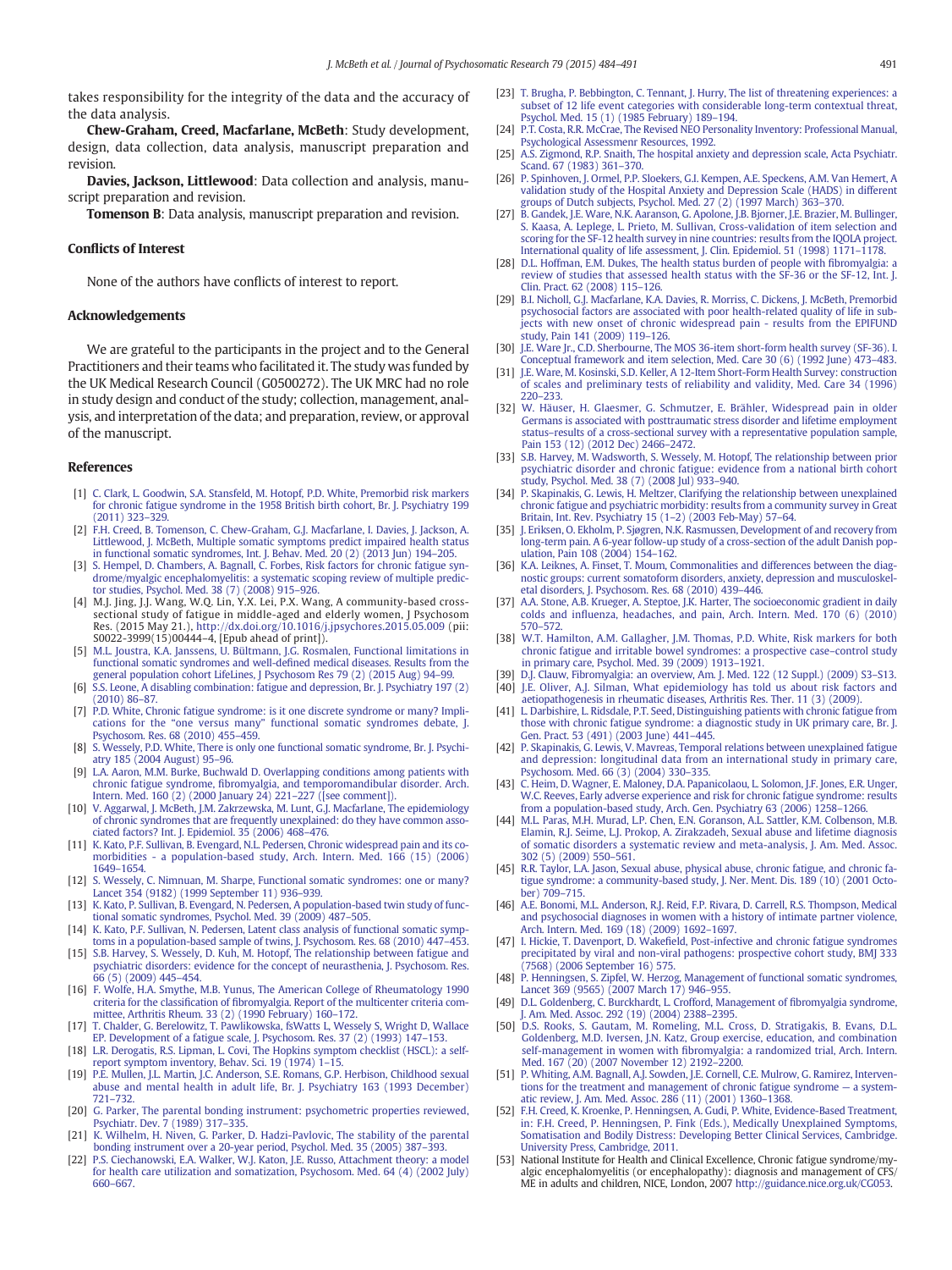takes responsibility for the integrity of the data and the accuracy of the data analysis.

**Chew-Graham, Creed, Macfarlane, McBeth**: Study development, design, data collection, data analysis, manuscript preparation and revision.

**Davies, Jackson, Littlewood**: Data collection and analysis, manuscript preparation and revision.

**Tomenson B**: Data analysis, manuscript preparation and revision.

### Conflicts of Interest

None of the authors have conflicts of interest to report.

### Acknowledgements

We are grateful to the participants in the project and to the General Practitioners and their teams who facilitated it. The study was funded by the UK Medical Research Council (G0500272). The UK MRC had no role in study design and conduct of the study; collection, management, analysis, and interpretation of the data; and preparation, review, or approval of the manuscript.

### References

[1] C. Clark, L. Goodwin, S.A. Stansfeld, M. Hotopf, P.D. White, Premorbid risk markers for chronic fatigue syndrome in the 1958 British birth cohort, Br. J. Psychiatry 199 (2011) 323–329.

[2] F.H. Creed, B. Tomenson, C. Chew-Graham, G.J. Macfarlane, I. Davies, J. Jackson, A. Littlewood, J. McBeth, Multiple somatic symptoms predict impaired health status in functional somatic syndromes, Int. J. Behav. Med. 20 (2) (2013 Jun) 194–205.

[3] S. Hempel, D. Chambers, A. Bagnall, C. Forbes, Risk factors for chronic fatigue syndrome/myalgic encephalomyelitis: a systematic scoping review of multiple predictor studies, Psychol. Med. 38 (7) (2008) 915–926.

[4] M.J. Jing, J.J. Wang, W.Q. Lin, Y.X. Lei, P.X. Wang, A community-based cross-sectional study of fatigue in middle-aged and elderly women, J Psychosom Res. (2015 May 21.), http://dx.doi.org/10.1016/j.jpsychores.2015.05.009 (pii: S0022-3999(15)00444–4, [Epub ahead of print]).

[5] M.L. Joustra, K.A. Janssens, U. Bültmann, J.G. Rosmalen, Functional limitations in functional somatic syndromes and well-defined medical diseases. Results from the general population cohort LifeLines, J Psychosom Res 79 (2) (2015 Aug) 94–99.

[6] S.S. Leone, A disabling combination: fatigue and depression, Br. J. Psychiatry 197 (2) (2010) 86–87.

[7] P.D. White, Chronic fatigue syndrome: is it one discrete syndrome or many? Implications for the "one versus many" functional somatic syndromes debate, J. Psychosom. Res. 68 (2010) 455–459.

[8] S. Wessely, P.D. White, There is only one functional somatic syndrome, Br. J. Psychiatry 185 (2004 August) 95–96.

[9] L.A. Aaron, M.M. Burke, Buchwald D. Overlapping conditions among patients with chronic fatigue syndrome, fibromyalgia, and temporomandibular disorder. Arch. Intern. Med. 160 (2) (2000 January 24) 221–227 ([see comment]).

[10] V. Aggarwal, J. McBeth, J.M. Zakrzewska, M. Lunt, G.J. Macfarlane, The epidemiology of chronic syndromes that are frequently unexplained: do they have common associated factors? Int. J. Epidemiol. 35 (2006) 468–476.

[11] K. Kato, P.F. Sullivan, B. Evengard, N.L. Pedersen, Chronic widespread pain and its co-morbidities - a population-based study, Arch. Intern. Med. 166 (15) (2006) 1649–1654.

[12] S. Wessely, C. Nimnuan, M. Sharpe, Functional somatic syndromes: one or many? Lancet 354 (9182) (1999 September 11) 936–939.

[13] K. Kato, P. Sullivan, B. Evengard, N. Pedersen, A population-based twin study of functional somatic syndromes, Psychol. Med. 39 (2009) 487–505.

[14] K. Kato, P.F. Sullivan, N. Pedersen, Latent class analysis of functional somatic symptoms in a population-based sample of twins, J. Psychosom. Res. 68 (2010) 447–453.

[15] S.B. Harvey, S. Wessely, D. Kuh, M. Hotopf, The relationship between fatigue and psychiatric disorders: evidence for the concept of neurasthenia, J. Psychosom. Res. 66 (5) (2009) 445–454.

[16] F. Wolfe, H.A. Smythe, M.B. Yunus, The American College of Rheumatology 1990 criteria for the classification of fibromyalgia. Report of the multicenter criteria committee, Arthritis Rheum. 33 (2) (1990 February) 160–172.

[17] T. Chalder, G. Berelowitz, T. Pawlikowska, fsWatts L, Wessely S, Wright D, Wallace EP. Development of a fatigue scale, J. Psychosom. Res. 37 (2) (1993) 147–153.

[18] L.R. Derogatis, R.S. Lipman, L. Covi, The Hopkins symptom checklist (HSCL): a self-report symptom inventory, Behav. Sci. 19 (1974) 1–15.

[19] P.E. Mullen, J.L. Martin, J.C. Anderson, S.E. Romans, G.P. Herbison, Childhood sexual abuse and mental health in adult life, Br. J. Psychiatry 163 (1993 December) 721–732.

[20] G. Parker, The parental bonding instrument: psychometric properties reviewed, Psychiatr. Dev. 7 (1989) 317–335.

[21] K. Wilhelm, H. Niven, G. Parker, D. Hadzi-Pavlovic, The stability of the parental bonding instrument over a 20-year period, Psychol. Med. 35 (2005) 387–393.

[22] P.S. Ciechanowski, E.A. Walker, W.J. Katon, J.E. Russo, Attachment theory: a model for health care utilization and somatization, Psychosom. Med. 64 (4) (2002 July) 660–667.

[23] T. Brugha, P. Bebbington, C. Tennant, J. Hurry, The list of threatening experiences: a subset of 12 life event categories with considerable long-term contextual threat, Psychol. Med. 15 (1) (1985 February) 189–194.

[24] P.T. Costa, R.R. McCrae, The Revised NEO Personality Inventory: Professional Manual, Psychological Assessmenr Resources, 1992.

[25] A.S. Zigmond, R.P. Snaith, The hospital anxiety and depression scale, Acta Psychiatr. Scand. 67 (1983) 361–370.

[26] P. Spinhoven, J. Ormel, P.P. Sloekers, G.I. Kempen, A.E. Speckens, A.M. Van Hemert, A validation study of the Hospital Anxiety and Depression Scale (HADS) in different groups of Dutch subjects, Psychol. Med. 27 (2) (1997 March) 363–370.

[27] B. Gandek, J.E. Ware, N.K. Aaranson, G. Apolone, J.B. Bjorner, J.E. Brazier, M. Bullinger, S. Kaasa, A. Leplege, L. Prieto, M. Sullivan, Cross-validation of item selection and scoring for the SF-12 health survey in nine countries: results from the IQOLA project. International quality of life assessment, J. Clin. Epidemiol. 51 (1998) 1171–1178.

[28] D.L. Hoffman, E.M. Dukes, The health status burden of people with fibromyalgia: a review of studies that assessed health status with the SF-36 or the SF-12, Int. J. Clin. Pract. 62 (2008) 115–126.

[29] B.I. Nicholl, G.J. Macfarlane, K.A. Davies, R. Morriss, C. Dickens, J. McBeth, Premorbid psychosocial factors are associated with poor health-related quality of life in subjects with new onset of chronic widespread pain - results from the EPIFUND study, Pain 141 (2009) 119–126.

[30] J.E. Ware Jr., C.D. Sherbourne, The MOS 36-item short-form health survey (SF-36). I. Conceptual framework and item selection, Med. Care 30 (6) (1992 June) 473–483.

[31] J.E. Ware, M. Kosinski, S.D. Keller, A 12-Item Short-Form Health Survey: construction of scales and preliminary tests of reliability and validity, Med. Care 34 (1996) 220–233.

[32] W. Häuser, H. Glaesmer, G. Schmutzer, E. Brähler, Widespread pain in older Germans is associated with posttraumatic stress disorder and lifetime employment status–results of a cross-sectional survey with a representative population sample, Pain 153 (12) (2012 Dec) 2466–2472.

[33] S.B. Harvey, M. Wadsworth, S. Wessely, M. Hotopf, The relationship between prior psychiatric disorder and chronic fatigue: evidence from a national birth cohort study, Psychol. Med. 38 (7) (2008 Jul) 933–940.

[34] P. Skapinakis, G. Lewis, H. Meltzer, Clarifying the relationship between unexplained chronic fatigue and psychiatric morbidity: results from a community survey in Great Britain, Int. Rev. Psychiatry 15 (1–2) (2003 Feb-May) 57–64.

[35] J. Eriksen, O. Ekholm, P. Sjøgren, N.K. Rasmussen, Development of and recovery from long-term pain. A 6-year follow-up study of a cross-section of the adult Danish population, Pain 108 (2004) 154–162.

[36] K.A. Leiknes, A. Finset, T. Moum, Commonalities and differences between the diagnostic groups: current somatoform disorders, anxiety, depression and musculoskeletal disorders, J. Psychosom. Res. 68 (2010) 439–446.

[37] A.A. Stone, A.B. Krueger, A. Steptoe, J.K. Harter, The socioeconomic gradient in daily colds and influenza, headaches, and pain, Arch. Intern. Med. 170 (6) (2010) 570–572.

[38] W.T. Hamilton, A.M. Gallagher, J.M. Thomas, P.D. White, Risk markers for both chronic fatigue and irritable bowel syndromes: a prospective case–control study in primary care, Psychol. Med. 39 (2009) 1913–1921.

[39] D.J. Clauw, Fibromyalgia: an overview, Am. J. Med. 122 (12 Suppl.) (2009) S3–S13.

[40] J.E. Oliver, A.J. Silman, What epidemiology has told us about risk factors and aetiopathogenesis in rheumatic diseases, Arthritis Res. Ther. 11 (3) (2009).

[41] L. Darbishire, L. Ridsdale, P.T. Seed, Distinguishing patients with chronic fatigue from those with chronic fatigue syndrome: a diagnostic study in UK primary care, Br. J. Gen. Pract. 53 (491) (2003 June) 441–445.

[42] P. Skapinakis, G. Lewis, V. Mavreas, Temporal relations between unexplained fatigue and depression: longitudinal data from an international study in primary care, Psychosom. Med. 66 (3) (2004) 330–335.

[43] C. Heim, D. Wagner, E. Maloney, D.A. Papanicolaou, L. Solomon, J.F. Jones, E.R. Unger, W.C. Reeves, Early adverse experience and risk for chronic fatigue syndrome: results from a population-based study, Arch. Gen. Psychiatry 63 (2006) 1258–1266.

[44] M.L. Paras, M.H. Murad, L.P. Chen, E.N. Goranson, A.L. Sattler, K.M. Colbenson, M.B. Elamin, R.J. Seime, L.J. Prokop, A. Zirakzadeh, Sexual abuse and lifetime diagnosis of somatic disorders a systematic review and meta-analysis, J. Am. Med. Assoc. 302 (5) (2009) 550–561.

[45] R.R. Taylor, L.A. Jason, Sexual abuse, physical abuse, chronic fatigue, and chronic fatigue syndrome: a community-based study, J. Ner. Ment. Dis. 189 (10) (2001 October) 709–715.

[46] A.E. Bonomi, M.L. Anderson, R.J. Reid, F.P. Rivara, D. Carrell, R.S. Thompson, Medical and psychosocial diagnoses in women with a history of intimate partner violence, Arch. Intern. Med. 169 (18) (2009) 1692–1697.

[47] I. Hickie, T. Davenport, D. Wakefield, Post-infective and chronic fatigue syndromes precipitated by viral and non-viral pathogens: prospective cohort study, BMJ 333 (7568) (2006 September 16) 575.

[48] P. Henningsen, S. Zipfel, W. Herzog, Management of functional somatic syndromes, Lancet 369 (9565) (2007 March 17) 946–955.

[49] D.L. Goldenberg, C. Burckhardt, L. Crofford, Management of fibromyalgia syndrome, J. Am. Med. Assoc. 292 (19) (2004) 2388–2395.

[50] D.S. Rooks, S. Gautam, M. Romeling, M.L. Cross, D. Stratigakis, B. Evans, D.L. Goldenberg, M.D. Iversen, J.N. Katz, Group exercise, education, and combination self-management in women with fibromyalgia: a randomized trial, Arch. Intern. Med. 167 (20) (2007 November 12) 2192–2200.

[51] P. Whiting, A.M. Bagnall, A.J. Sowden, J.E. Cornell, C.E. Mulrow, G. Ramirez, Interventions for the treatment and management of chronic fatigue syndrome — a systematic review, J. Am. Med. Assoc. 286 (11) (2001) 1360–1368.

[52] F.H. Creed, K. Kroenke, P. Henningsen, A. Gudi, P. White, Evidence-Based Treatment, in: F.H. Creed, P. Henningsen, P. Fink (Eds.), Medically Unexplained Symptoms, Somatisation and Bodily Distress: Developing Better Clinical Services, Cambridge. University Press, Cambridge, 2011.

[53] National Institute for Health and Clinical Excellence, Chronic fatigue syndrome/myalgic encephalomyelitis (or encephalopathy): diagnosis and management of CFS/ME in adults and children, NICE, London, 2007 http://guidance.nice.org.uk/CG053.